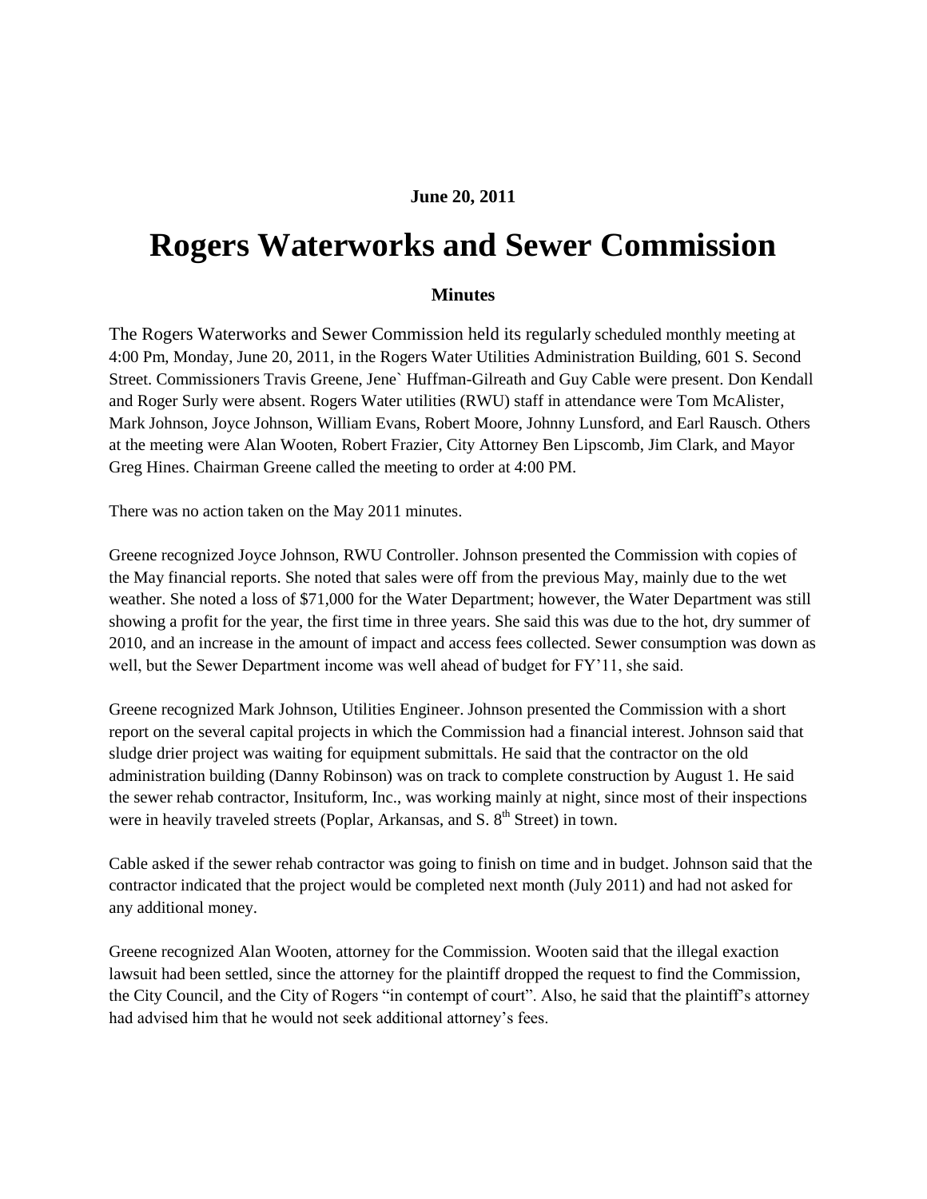**June 20, 2011**

# Rogers Waterworks and Sewer Commission

**Minutes**

The Rogers Waterworks and Sewer Commission held its regularly scheduled monthly meeting at 4:00 Pm, Monday, June 20, 2011, in the Rogers Water Utilities Administration Building, 601 S. Second Street. Commissioners Travis Greene, Jene` Huffman-Gilreath and Guy Cable were present. Don Kendall and Roger Surly were absent. Rogers Water utilities (RWU) staff in attendance were Tom McAlister, Mark Johnson, Joyce Johnson, William Evans, Robert Moore, Johnny Lunsford, and Earl Rausch. Others at the meeting were Alan Wooten, Robert Frazier, City Attorney Ben Lipscomb, Jim Clark, and Mayor Greg Hines. Chairman Greene called the meeting to order at 4:00 PM.

There was no action taken on the May 2011 minutes.

Greene recognized Joyce Johnson, RWU Controller. Johnson presented the Commission with copies of the May financial reports. She noted that sales were off from the previous May, mainly due to the wet weather. She noted a loss of $71,000 for the Water Department; however, the Water Department was still showing a profit for the year, the first time in three years. She said this was due to the hot, dry summer of 2010, and an increase in the amount of impact and access fees collected. Sewer consumption was down as well, but the Sewer Department income was well ahead of budget for FY'11, she said.

Greene recognized Mark Johnson, Utilities Engineer. Johnson presented the Commission with a short report on the several capital projects in which the Commission had a financial interest. Johnson said that sludge drier project was waiting for equipment submittals. He said that the contractor on the old administration building (Danny Robinson) was on track to complete construction by August 1. He said the sewer rehab contractor, Insituform, Inc., was working mainly at night, since most of their inspections were in heavily traveled streets (Poplar, Arkansas, and S. 8th Street) in town.

Cable asked if the sewer rehab contractor was going to finish on time and in budget. Johnson said that the contractor indicated that the project would be completed next month (July 2011) and had not asked for any additional money.

Greene recognized Alan Wooten, attorney for the Commission. Wooten said that the illegal exaction lawsuit had been settled, since the attorney for the plaintiff dropped the request to find the Commission, the City Council, and the City of Rogers "in contempt of court". Also, he said that the plaintiff's attorney had advised him that he would not seek additional attorney's fees.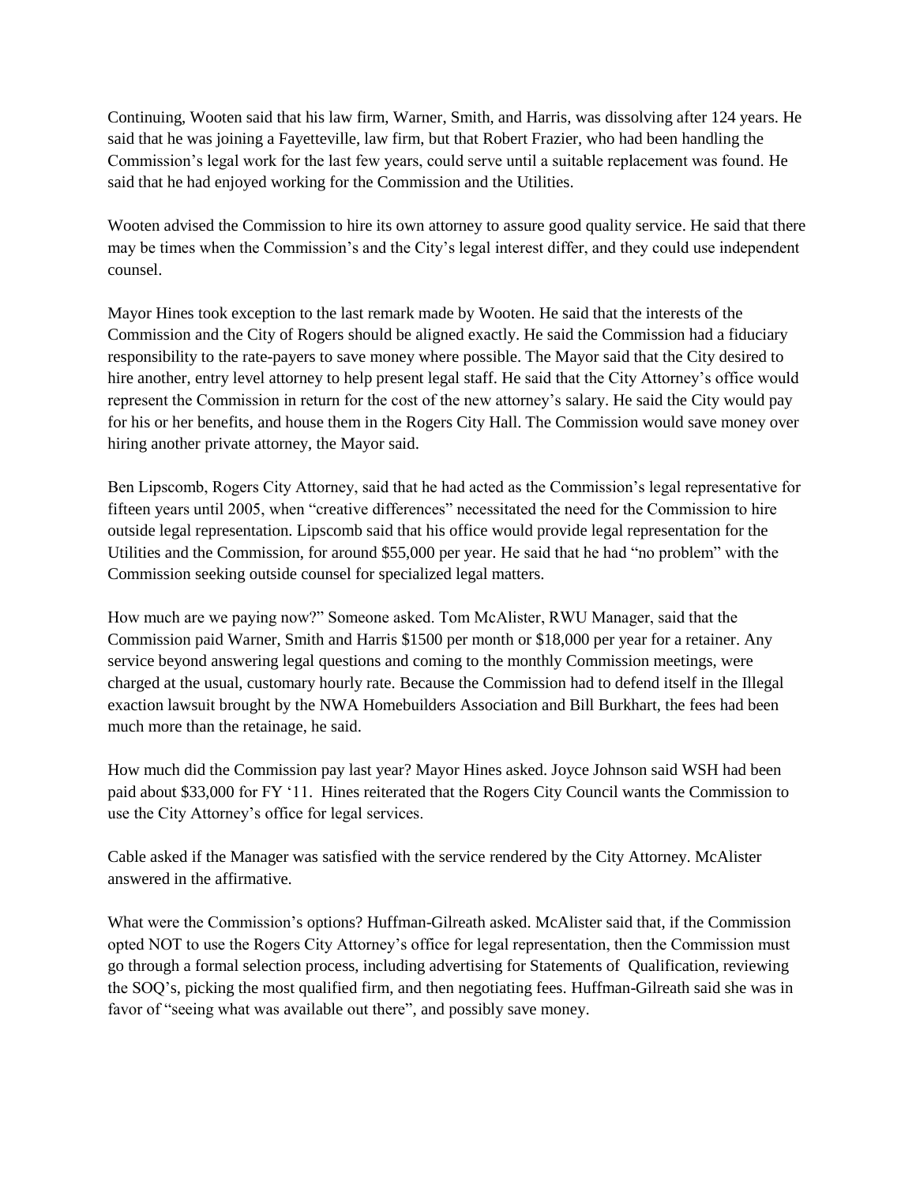Continuing, Wooten said that his law firm, Warner, Smith, and Harris, was dissolving after 124 years. He said that he was joining a Fayetteville, law firm, but that Robert Frazier, who had been handling the Commission's legal work for the last few years, could serve until a suitable replacement was found. He said that he had enjoyed working for the Commission and the Utilities.

Wooten advised the Commission to hire its own attorney to assure good quality service. He said that there may be times when the Commission's and the City's legal interest differ, and they could use independent counsel.

Mayor Hines took exception to the last remark made by Wooten. He said that the interests of the Commission and the City of Rogers should be aligned exactly. He said the Commission had a fiduciary responsibility to the rate-payers to save money where possible. The Mayor said that the City desired to hire another, entry level attorney to help present legal staff. He said that the City Attorney's office would represent the Commission in return for the cost of the new attorney's salary. He said the City would pay for his or her benefits, and house them in the Rogers City Hall. The Commission would save money over hiring another private attorney, the Mayor said.

Ben Lipscomb, Rogers City Attorney, said that he had acted as the Commission's legal representative for fifteen years until 2005, when "creative differences" necessitated the need for the Commission to hire outside legal representation. Lipscomb said that his office would provide legal representation for the Utilities and the Commission, for around $55,000 per year. He said that he had "no problem" with the Commission seeking outside counsel for specialized legal matters.

How much are we paying now?" Someone asked. Tom McAlister, RWU Manager, said that the Commission paid Warner, Smith and Harris $1500 per month or $18,000 per year for a retainer. Any service beyond answering legal questions and coming to the monthly Commission meetings, were charged at the usual, customary hourly rate. Because the Commission had to defend itself in the Illegal exaction lawsuit brought by the NWA Homebuilders Association and Bill Burkhart, the fees had been much more than the retainage, he said.

How much did the Commission pay last year? Mayor Hines asked. Joyce Johnson said WSH had been paid about $33,000 for FY '11. Hines reiterated that the Rogers City Council wants the Commission to use the City Attorney's office for legal services.

Cable asked if the Manager was satisfied with the service rendered by the City Attorney. McAlister answered in the affirmative.

What were the Commission's options? Huffman-Gilreath asked. McAlister said that, if the Commission opted NOT to use the Rogers City Attorney's office for legal representation, then the Commission must go through a formal selection process, including advertising for Statements of Qualification, reviewing the SOQ's, picking the most qualified firm, and then negotiating fees. Huffman-Gilreath said she was in favor of "seeing what was available out there", and possibly save money.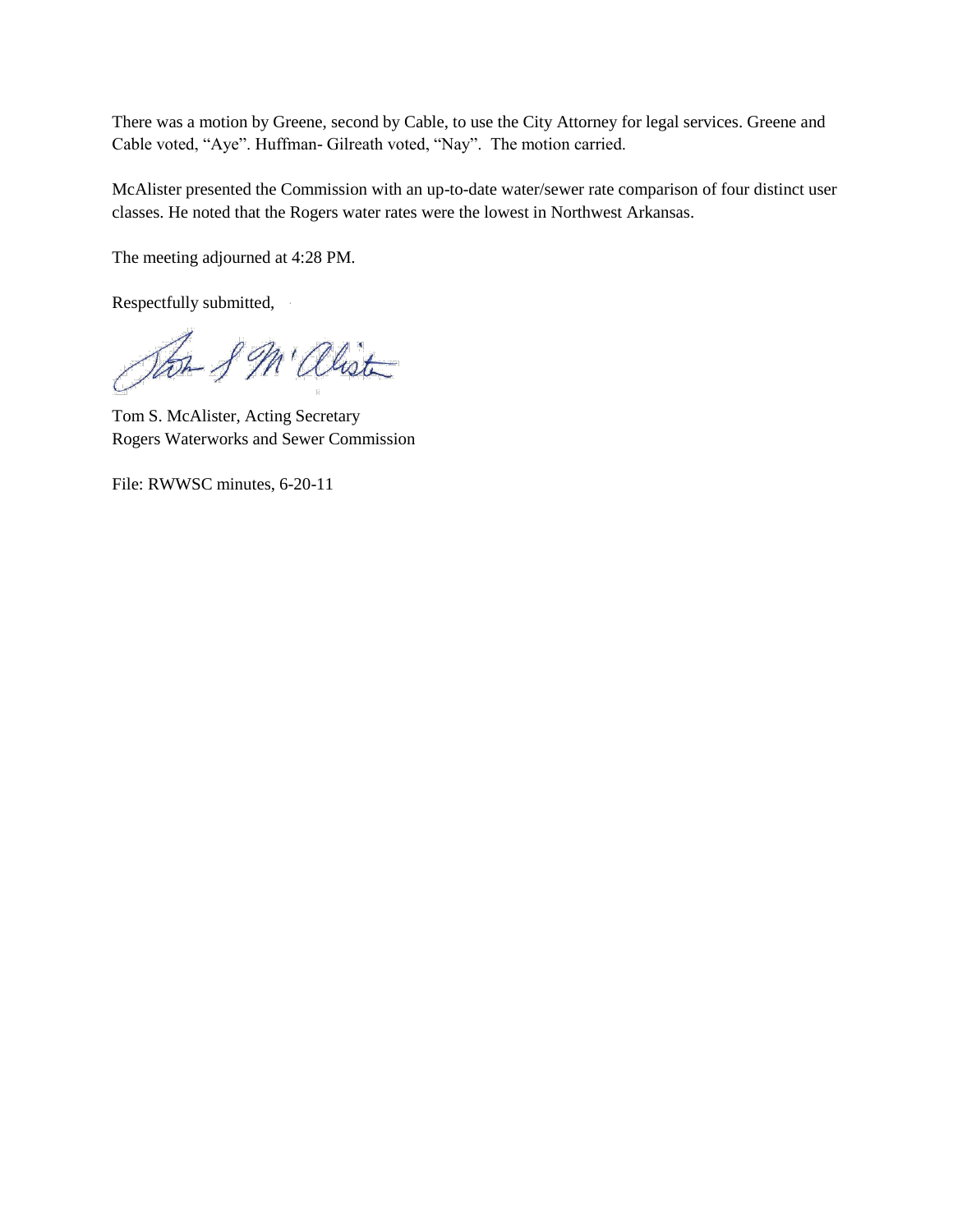There was a motion by Greene, second by Cable, to use the City Attorney for legal services. Greene and Cable voted, "Aye". Huffman- Gilreath voted, "Nay". The motion carried.

McAlister presented the Commission with an up-to-date water/sewer rate comparison of four distinct user classes. He noted that the Rogers water rates were the lowest in Northwest Arkansas.

The meeting adjourned at 4:28 PM.

Respectfully submitted,

Tom S. McAlister, Acting Secretary
Rogers Waterworks and Sewer Commission

File: RWWSC minutes, 6-20-11